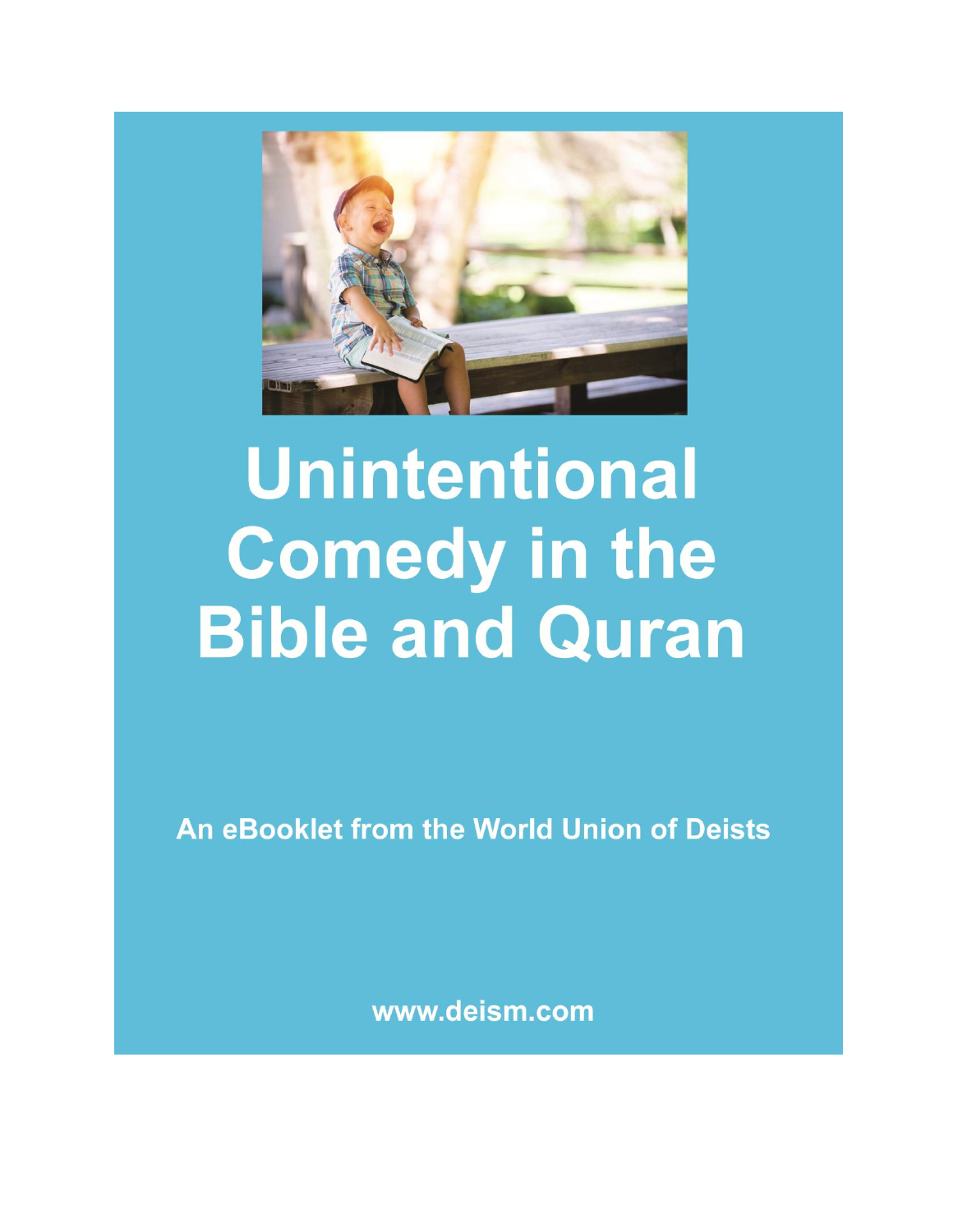# Unintentional Comedy in the Bible and Quran

**An eBooklet from the World Union of Deists**

**www.deism.com**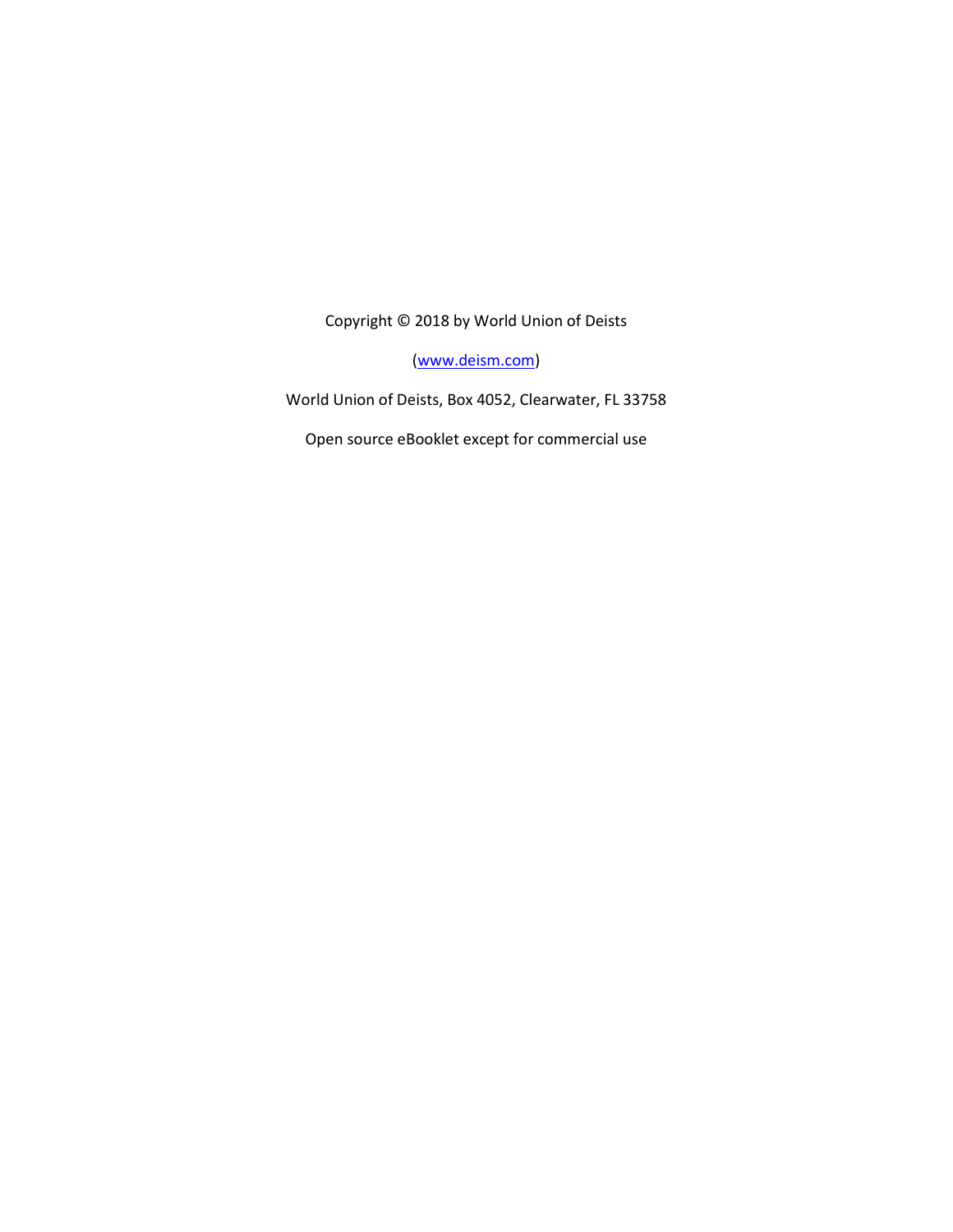Copyright © 2018 by World Union of Deists

([www.deism.com](http://www.deism.com))

World Union of Deists, Box 4052, Clearwater, FL 33758

Open source eBooklet except for commercial use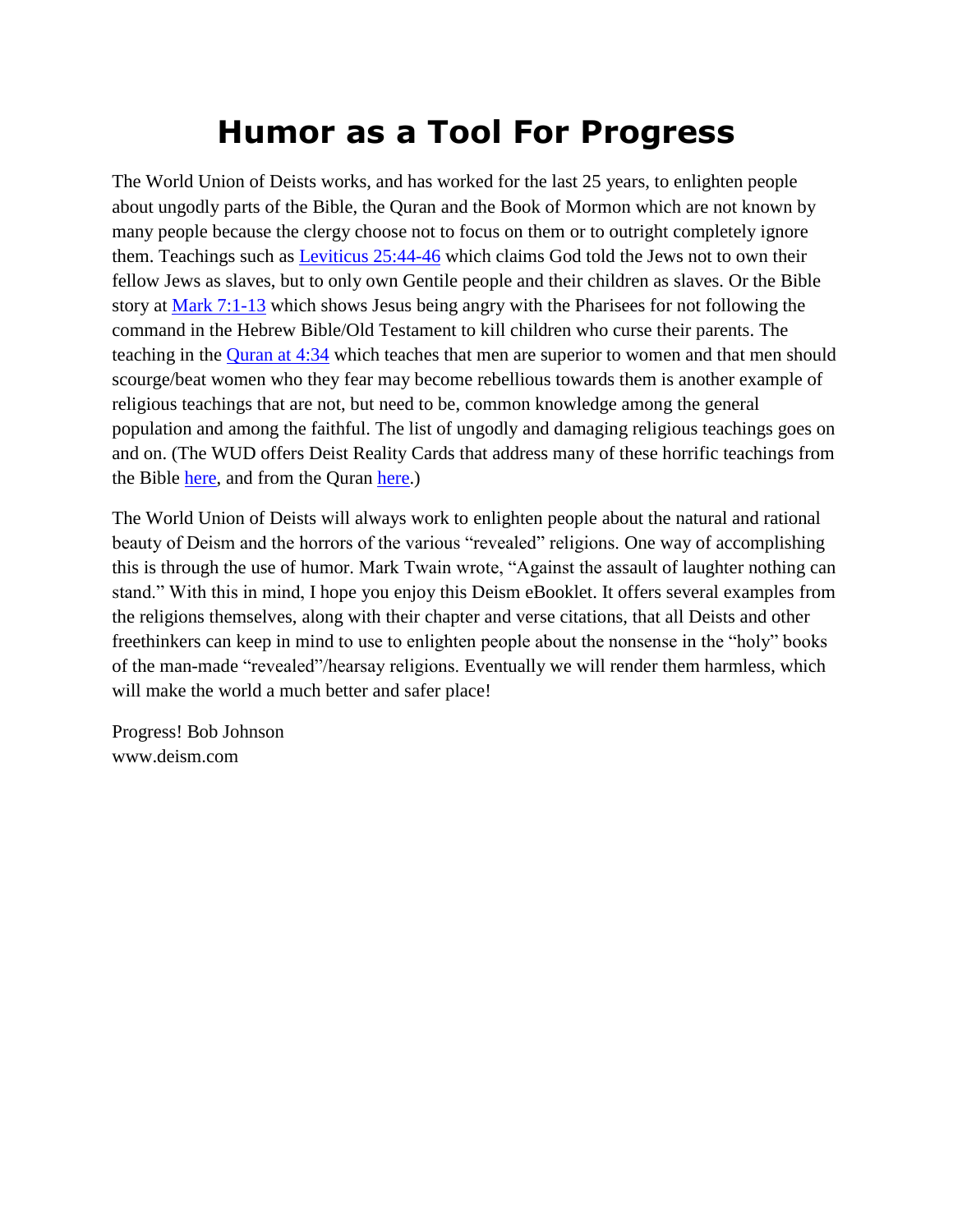# Humor as a Tool For Progress

The World Union of Deists works, and has worked for the last 25 years, to enlighten people about ungodly parts of the Bible, the Quran and the Book of Mormon which are not known by many people because the clergy choose not to focus on them or to outright completely ignore them. Teachings such as Leviticus 25:44-46 which claims God told the Jews not to own their fellow Jews as slaves, but to only own Gentile people and their children as slaves. Or the Bible story at Mark 7:1-13 which shows Jesus being angry with the Pharisees for not following the command in the Hebrew Bible/Old Testament to kill children who curse their parents. The teaching in the Quran at 4:34 which teaches that men are superior to women and that men should scourge/beat women who they fear may become rebellious towards them is another example of religious teachings that are not, but need to be, common knowledge among the general population and among the faithful. The list of ungodly and damaging religious teachings goes on and on. (The WUD offers Deist Reality Cards that address many of these horrific teachings from the Bible here, and from the Quran here.)

The World Union of Deists will always work to enlighten people about the natural and rational beauty of Deism and the horrors of the various "revealed" religions. One way of accomplishing this is through the use of humor. Mark Twain wrote, "Against the assault of laughter nothing can stand." With this in mind, I hope you enjoy this Deism eBooklet. It offers several examples from the religions themselves, along with their chapter and verse citations, that all Deists and other freethinkers can keep in mind to use to enlighten people about the nonsense in the "holy" books of the man-made "revealed"/hearsay religions. Eventually we will render them harmless, which will make the world a much better and safer place!

Progress! Bob Johnson
www.deism.com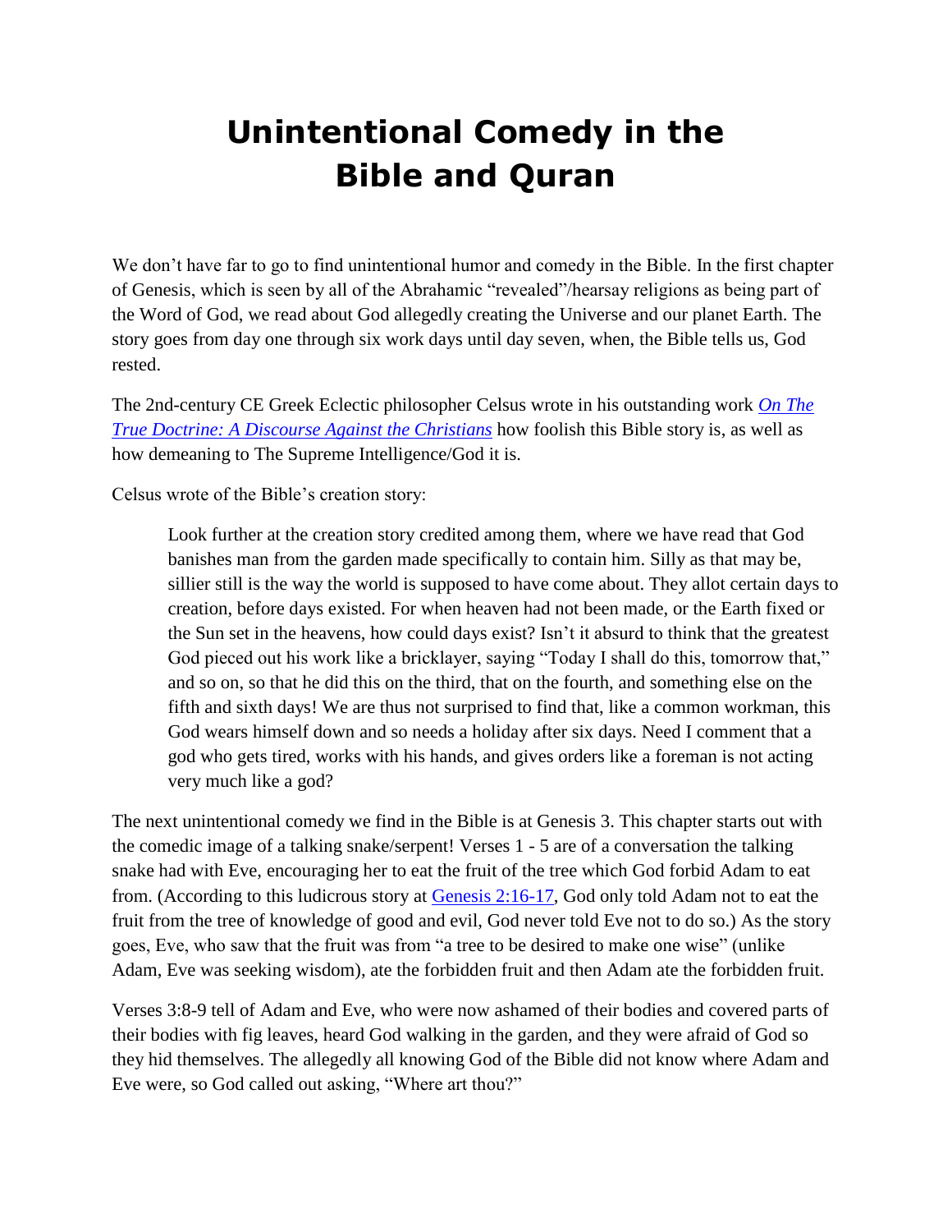# Unintentional Comedy in the Bible and Quran

We don't have far to go to find unintentional humor and comedy in the Bible. In the first chapter of Genesis, which is seen by all of the Abrahamic "revealed"/hearsay religions as being part of the Word of God, we read about God allegedly creating the Universe and our planet Earth. The story goes from day one through six work days until day seven, when, the Bible tells us, God rested.

The 2nd-century CE Greek Eclectic philosopher Celsus wrote in his outstanding work *On The True Doctrine: A Discourse Against the Christians* how foolish this Bible story is, as well as how demeaning to The Supreme Intelligence/God it is.

Celsus wrote of the Bible's creation story:

> Look further at the creation story credited among them, where we have read that God banishes man from the garden made specifically to contain him. Silly as that may be, sillier still is the way the world is supposed to have come about. They allot certain days to creation, before days existed. For when heaven had not been made, or the Earth fixed or the Sun set in the heavens, how could days exist? Isn't it absurd to think that the greatest God pieced out his work like a bricklayer, saying "Today I shall do this, tomorrow that," and so on, so that he did this on the third, that on the fourth, and something else on the fifth and sixth days! We are thus not surprised to find that, like a common workman, this God wears himself down and so needs a holiday after six days. Need I comment that a god who gets tired, works with his hands, and gives orders like a foreman is not acting very much like a god?

The next unintentional comedy we find in the Bible is at Genesis 3. This chapter starts out with the comedic image of a talking snake/serpent! Verses 1 - 5 are of a conversation the talking snake had with Eve, encouraging her to eat the fruit of the tree which God forbid Adam to eat from. (According to this ludicrous story at Genesis 2:16-17, God only told Adam not to eat the fruit from the tree of knowledge of good and evil, God never told Eve not to do so.) As the story goes, Eve, who saw that the fruit was from "a tree to be desired to make one wise" (unlike Adam, Eve was seeking wisdom), ate the forbidden fruit and then Adam ate the forbidden fruit.

Verses 3:8-9 tell of Adam and Eve, who were now ashamed of their bodies and covered parts of their bodies with fig leaves, heard God walking in the garden, and they were afraid of God so they hid themselves. The allegedly all knowing God of the Bible did not know where Adam and Eve were, so God called out asking, "Where art thou?"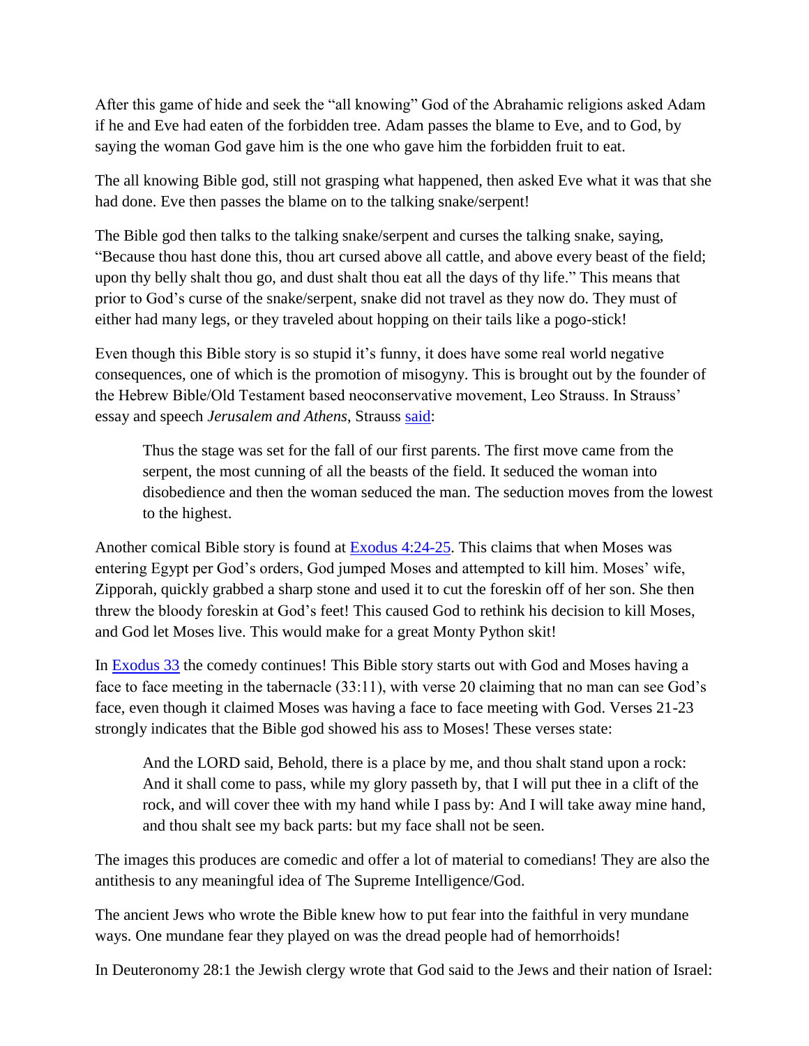After this game of hide and seek the "all knowing" God of the Abrahamic religions asked Adam if he and Eve had eaten of the forbidden tree. Adam passes the blame to Eve, and to God, by saying the woman God gave him is the one who gave him the forbidden fruit to eat.

The all knowing Bible god, still not grasping what happened, then asked Eve what it was that she had done. Eve then passes the blame on to the talking snake/serpent!

The Bible god then talks to the talking snake/serpent and curses the talking snake, saying, "Because thou hast done this, thou art cursed above all cattle, and above every beast of the field; upon thy belly shalt thou go, and dust shalt thou eat all the days of thy life." This means that prior to God's curse of the snake/serpent, snake did not travel as they now do. They must of either had many legs, or they traveled about hopping on their tails like a pogo-stick!

Even though this Bible story is so stupid it's funny, it does have some real world negative consequences, one of which is the promotion of misogyny. This is brought out by the founder of the Hebrew Bible/Old Testament based neoconservative movement, Leo Strauss. In Strauss' essay and speech *Jerusalem and Athens*, Strauss said:

> Thus the stage was set for the fall of our first parents. The first move came from the serpent, the most cunning of all the beasts of the field. It seduced the woman into disobedience and then the woman seduced the man. The seduction moves from the lowest to the highest.

Another comical Bible story is found at Exodus 4:24-25. This claims that when Moses was entering Egypt per God's orders, God jumped Moses and attempted to kill him. Moses' wife, Zipporah, quickly grabbed a sharp stone and used it to cut the foreskin off of her son. She then threw the bloody foreskin at God's feet! This caused God to rethink his decision to kill Moses, and God let Moses live. This would make for a great Monty Python skit!

In Exodus 33 the comedy continues! This Bible story starts out with God and Moses having a face to face meeting in the tabernacle (33:11), with verse 20 claiming that no man can see God's face, even though it claimed Moses was having a face to face meeting with God. Verses 21-23 strongly indicates that the Bible god showed his ass to Moses! These verses state:

> And the LORD said, Behold, there is a place by me, and thou shalt stand upon a rock: And it shall come to pass, while my glory passeth by, that I will put thee in a clift of the rock, and will cover thee with my hand while I pass by: And I will take away mine hand, and thou shalt see my back parts: but my face shall not be seen.

The images this produces are comedic and offer a lot of material to comedians! They are also the antithesis to any meaningful idea of The Supreme Intelligence/God.

The ancient Jews who wrote the Bible knew how to put fear into the faithful in very mundane ways. One mundane fear they played on was the dread people had of hemorrhoids!

In Deuteronomy 28:1 the Jewish clergy wrote that God said to the Jews and their nation of Israel: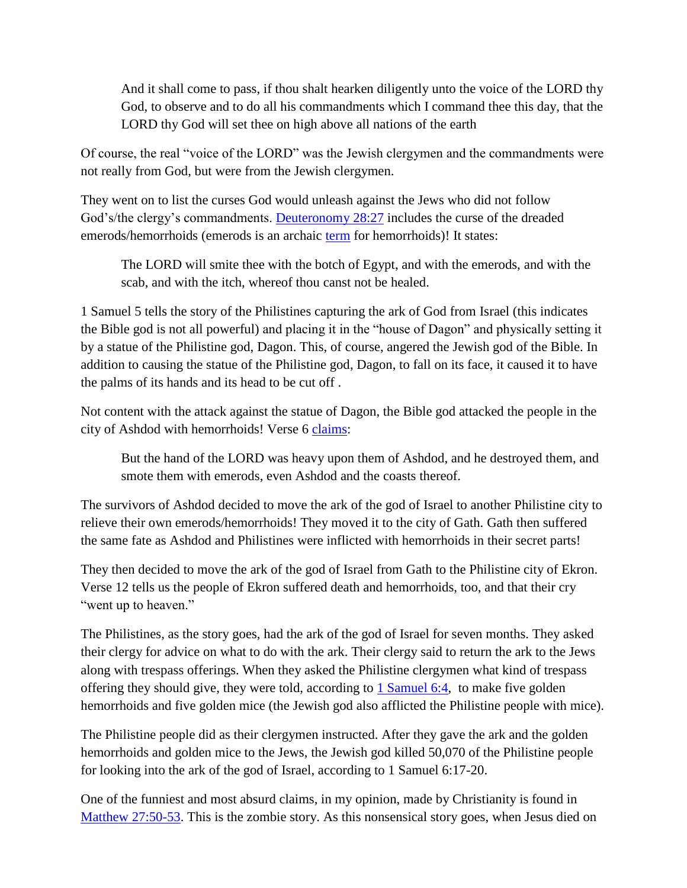> And it shall come to pass, if thou shalt hearken diligently unto the voice of the LORD thy God, to observe and to do all his commandments which I command thee this day, that the LORD thy God will set thee on high above all nations of the earth

Of course, the real "voice of the LORD" was the Jewish clergymen and the commandments were not really from God, but were from the Jewish clergymen.

They went on to list the curses God would unleash against the Jews who did not follow God's/the clergy's commandments. Deuteronomy 28:27 includes the curse of the dreaded emerods/hemorrhoids (emerods is an archaic term for hemorrhoids)! It states:

> The LORD will smite thee with the botch of Egypt, and with the emerods, and with the scab, and with the itch, whereof thou canst not be healed.

1 Samuel 5 tells the story of the Philistines capturing the ark of God from Israel (this indicates the Bible god is not all powerful) and placing it in the "house of Dagon" and physically setting it by a statue of the Philistine god, Dagon. This, of course, angered the Jewish god of the Bible. In addition to causing the statue of the Philistine god, Dagon, to fall on its face, it caused it to have the palms of its hands and its head to be cut off .

Not content with the attack against the statue of Dagon, the Bible god attacked the people in the city of Ashdod with hemorrhoids! Verse 6 claims:

> But the hand of the LORD was heavy upon them of Ashdod, and he destroyed them, and smote them with emerods, even Ashdod and the coasts thereof.

The survivors of Ashdod decided to move the ark of the god of Israel to another Philistine city to relieve their own emerods/hemorrhoids! They moved it to the city of Gath. Gath then suffered the same fate as Ashdod and Philistines were inflicted with hemorrhoids in their secret parts!

They then decided to move the ark of the god of Israel from Gath to the Philistine city of Ekron. Verse 12 tells us the people of Ekron suffered death and hemorrhoids, too, and that their cry "went up to heaven."

The Philistines, as the story goes, had the ark of the god of Israel for seven months. They asked their clergy for advice on what to do with the ark. Their clergy said to return the ark to the Jews along with trespass offerings. When they asked the Philistine clergymen what kind of trespass offering they should give, they were told, according to 1 Samuel 6:4, to make five golden hemorrhoids and five golden mice (the Jewish god also afflicted the Philistine people with mice).

The Philistine people did as their clergymen instructed. After they gave the ark and the golden hemorrhoids and golden mice to the Jews, the Jewish god killed 50,070 of the Philistine people for looking into the ark of the god of Israel, according to 1 Samuel 6:17-20.

One of the funniest and most absurd claims, in my opinion, made by Christianity is found in Matthew 27:50-53. This is the zombie story. As this nonsensical story goes, when Jesus died on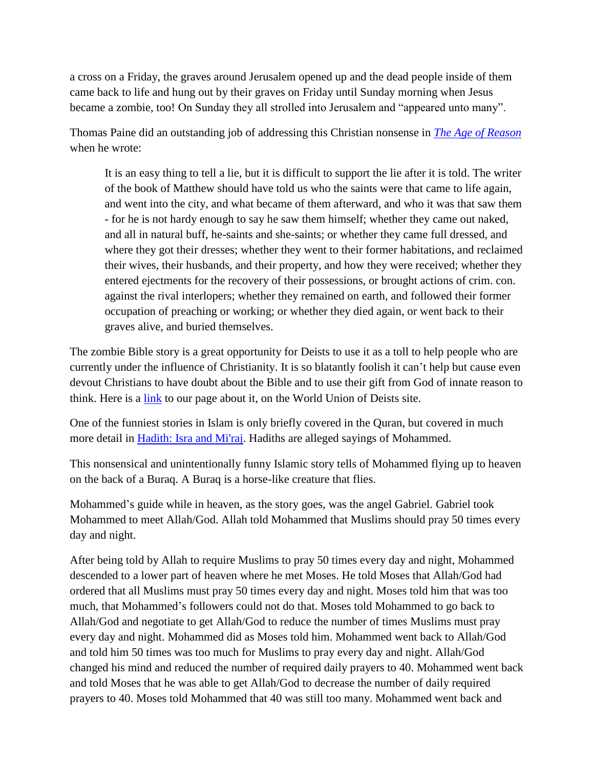a cross on a Friday, the graves around Jerusalem opened up and the dead people inside of them came back to life and hung out by their graves on Friday until Sunday morning when Jesus became a zombie, too! On Sunday they all strolled into Jerusalem and "appeared unto many".

Thomas Paine did an outstanding job of addressing this Christian nonsense in [*The Age of Reason*]() when he wrote:

> It is an easy thing to tell a lie, but it is difficult to support the lie after it is told. The writer of the book of Matthew should have told us who the saints were that came to life again, and went into the city, and what became of them afterward, and who it was that saw them - for he is not hardy enough to say he saw them himself; whether they came out naked, and all in natural buff, he-saints and she-saints; or whether they came full dressed, and where they got their dresses; whether they went to their former habitations, and reclaimed their wives, their husbands, and their property, and how they were received; whether they entered ejectments for the recovery of their possessions, or brought actions of crim. con. against the rival interlopers; whether they remained on earth, and followed their former occupation of preaching or working; or whether they died again, or went back to their graves alive, and buried themselves.

The zombie Bible story is a great opportunity for Deists to use it as a toll to help people who are currently under the influence of Christianity. It is so blatantly foolish it can't help but cause even devout Christians to have doubt about the Bible and to use their gift from God of innate reason to think. Here is a [link]() to our page about it, on the World Union of Deists site.

One of the funniest stories in Islam is only briefly covered in the Quran, but covered in much more detail in [Hadith: Isra and Mi'raj](). Hadiths are alleged sayings of Mohammed.

This nonsensical and unintentionally funny Islamic story tells of Mohammed flying up to heaven on the back of a Buraq. A Buraq is a horse-like creature that flies.

Mohammed's guide while in heaven, as the story goes, was the angel Gabriel. Gabriel took Mohammed to meet Allah/God. Allah told Mohammed that Muslims should pray 50 times every day and night.

After being told by Allah to require Muslims to pray 50 times every day and night, Mohammed descended to a lower part of heaven where he met Moses. He told Moses that Allah/God had ordered that all Muslims must pray 50 times every day and night. Moses told him that was too much, that Mohammed's followers could not do that. Moses told Mohammed to go back to Allah/God and negotiate to get Allah/God to reduce the number of times Muslims must pray every day and night. Mohammed did as Moses told him. Mohammed went back to Allah/God and told him 50 times was too much for Muslims to pray every day and night. Allah/God changed his mind and reduced the number of required daily prayers to 40. Mohammed went back and told Moses that he was able to get Allah/God to decrease the number of daily required prayers to 40. Moses told Mohammed that 40 was still too many. Mohammed went back and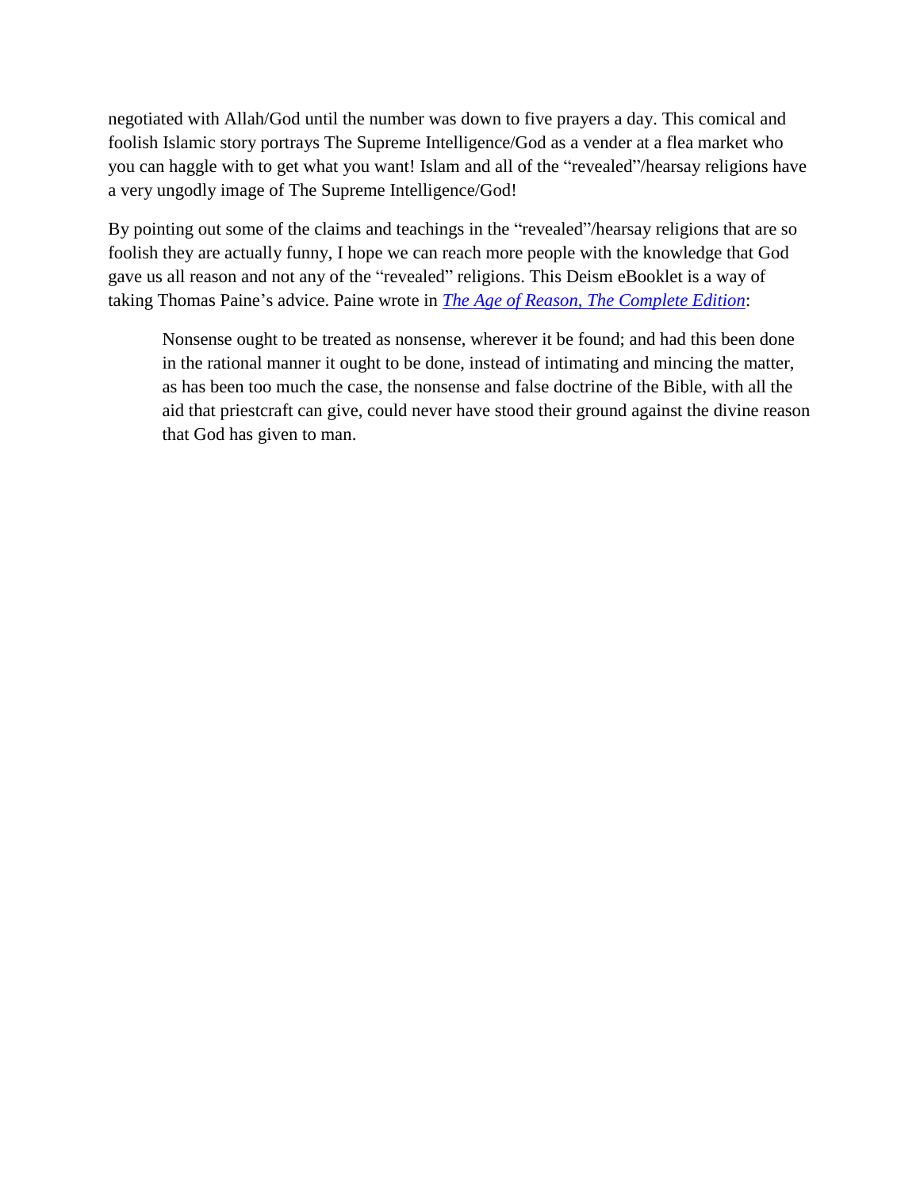negotiated with Allah/God until the number was down to five prayers a day. This comical and foolish Islamic story portrays The Supreme Intelligence/God as a vender at a flea market who you can haggle with to get what you want! Islam and all of the "revealed"/hearsay religions have a very ungodly image of The Supreme Intelligence/God!

By pointing out some of the claims and teachings in the "revealed"/hearsay religions that are so foolish they are actually funny, I hope we can reach more people with the knowledge that God gave us all reason and not any of the "revealed" religions. This Deism eBooklet is a way of taking Thomas Paine's advice. Paine wrote in *The Age of Reason, The Complete Edition*:

> Nonsense ought to be treated as nonsense, wherever it be found; and had this been done in the rational manner it ought to be done, instead of intimating and mincing the matter, as has been too much the case, the nonsense and false doctrine of the Bible, with all the aid that priestcraft can give, could never have stood their ground against the divine reason that God has given to man.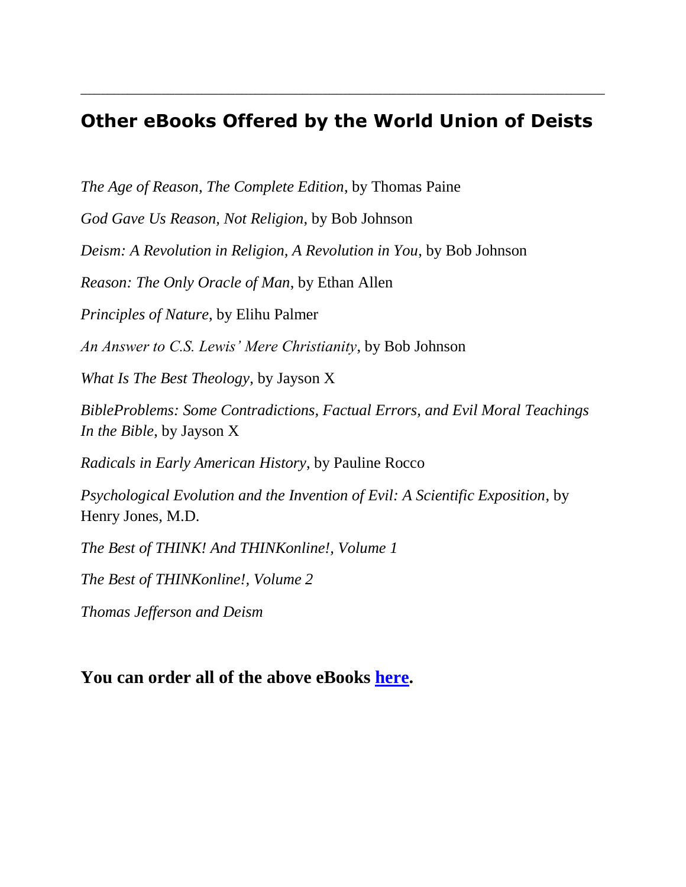---

## Other eBooks Offered by the World Union of Deists

*The Age of Reason, The Complete Edition*, by Thomas Paine

*God Gave Us Reason, Not Religion*, by Bob Johnson

*Deism: A Revolution in Religion, A Revolution in You*, by Bob Johnson

*Reason: The Only Oracle of Man*, by Ethan Allen

*Principles of Nature*, by Elihu Palmer

*An Answer to C.S. Lewis' Mere Christianity*, by Bob Johnson

*What Is The Best Theology*, by Jayson X

*BibleProblems: Some Contradictions, Factual Errors, and Evil Moral Teachings In the Bible*, by Jayson X

*Radicals in Early American History*, by Pauline Rocco

*Psychological Evolution and the Invention of Evil: A Scientific Exposition*, by Henry Jones, M.D.

*The Best of THINK! And THINKonline!, Volume 1*

*The Best of THINKonline!, Volume 2*

*Thomas Jefferson and Deism*

**You can order all of the above eBooks here.**